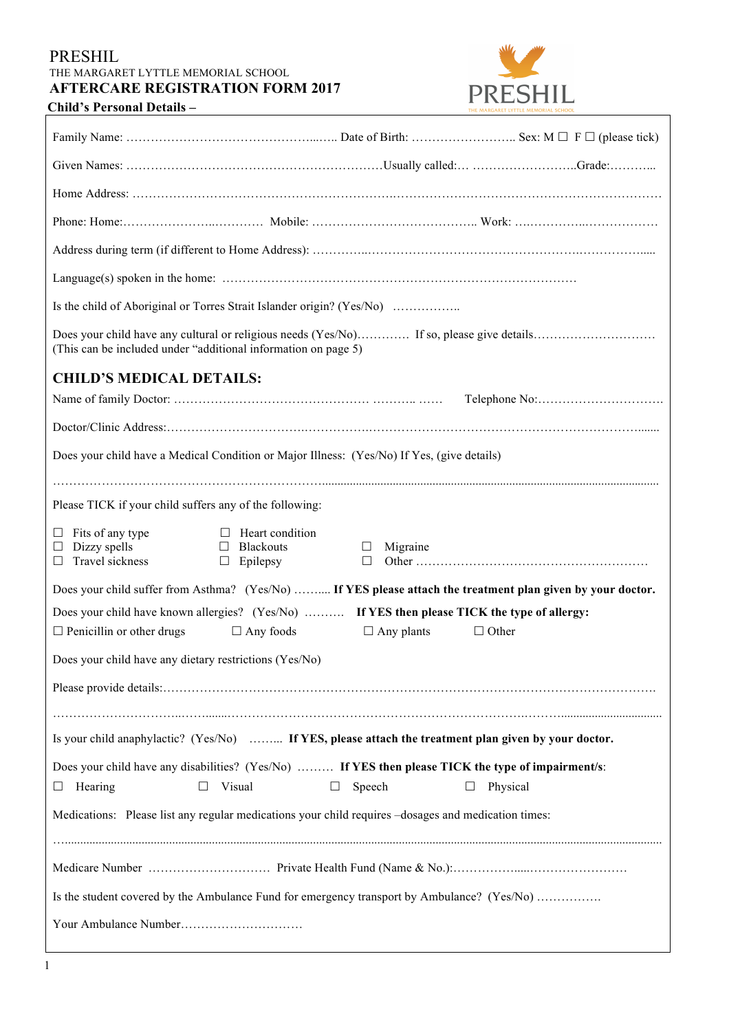PRESHIL

THE MARGARET LYTTLE MEMORIAL SCHOOL

**AFTERCARE REGISTRATION FORM 2017**

**Child's Personal Details –**

Family Name: …………………………………………...….. Date of Birth: …………………….. Sex: M ☐ F ☐ (please tick)

Given Names: ………………………………………………………Usually called:… ……………………..Grade:………...

Home Address: ……………………………………………………………………………………………………………

Phone: Home:………………….………… Mobile: ………………………………….. Work: ….……………..……………

Address during term (if different to Home Address): …………...……………………………………………..…………….....

Language(s) spoken in the home: ……………………………………………………………………………

Is the child of Aboriginal or Torres Strait Islander origin? (Yes/No) ……………..

Does your child have any cultural or religious needs (Yes/No)………… If so, please give details…………………………
(This can be included under "additional information on page 5)

## CHILD'S MEDICAL DETAILS:

Name of family Doctor: ………………………………………… ……….. …… Telephone No:………………………….

Doctor/Clinic Address:……………………………………………………………………………………………………......

Does your child have a Medical Condition or Major Illness: (Yes/No) If Yes, (give details)

……………………………………………………………………………………………………………………………

Please TICK if your child suffers any of the following:

☐ Fits of any type ☐ Heart condition
☐ Dizzy spells ☐ Blackouts ☐ Migraine
☐ Travel sickness ☐ Epilepsy ☐ Other …………………………………………………

Does your child suffer from Asthma? (Yes/No) ……..... **If YES please attach the treatment plan given by your doctor.**

Does your child have known allergies? (Yes/No) ………. **If YES then please TICK the type of allergy:**

☐ Penicillin or other drugs ☐ Any foods ☐ Any plants ☐ Other

Does your child have any dietary restrictions (Yes/No)

Please provide details:……………………………………………………………………………………………………

……………………………………………………………………………………………………………………………

Is your child anaphylactic? (Yes/No) …….... **If YES, please attach the treatment plan given by your doctor.**

Does your child have any disabilities? (Yes/No) ……… **If YES then please TICK the type of impairment/s**:

☐ Hearing ☐ Visual ☐ Speech ☐ Physical

Medications: Please list any regular medications your child requires –dosages and medication times:

……………………………………………………………………………………………………………………………

Medicare Number ………………………… Private Health Fund (Name & No.):……………......……………………

Is the student covered by the Ambulance Fund for emergency transport by Ambulance? (Yes/No) …………….

Your Ambulance Number…………………………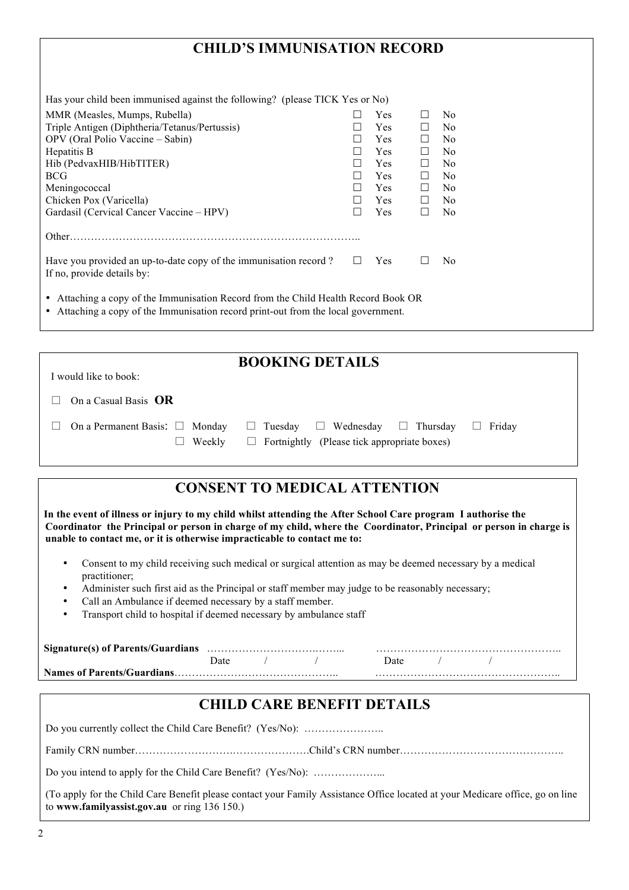## CHILD'S IMMUNISATION RECORD

Has your child been immunised against the following? (please TICK Yes or No)

| | | |
|---|---|---|
| MMR (Measles, Mumps, Rubella) | ☐ Yes | ☐ No |
| Triple Antigen (Diphtheria/Tetanus/Pertussis) | ☐ Yes | ☐ No |
| OPV (Oral Polio Vaccine – Sabin) | ☐ Yes | ☐ No |
| Hepatitis B | ☐ Yes | ☐ No |
| Hib (PedvaxHIB/HibTITER) | ☐ Yes | ☐ No |
| BCG | ☐ Yes | ☐ No |
| Meningococcal | ☐ Yes | ☐ No |
| Chicken Pox (Varicella) | ☐ Yes | ☐ No |
| Gardasil (Cervical Cancer Vaccine – HPV) | ☐ Yes | ☐ No |

Other…………………………………………………………………………..

Have you provided an up-to-date copy of the immunisation record ? ☐ Yes ☐ No

If no, provide details by:

- Attaching a copy of the Immunisation Record from the Child Health Record Book OR
- Attaching a copy of the Immunisation record print-out from the local government.

## BOOKING DETAILS

I would like to book:

☐ On a Casual Basis **OR**

☐ On a Permanent Basis: ☐ Monday ☐ Tuesday ☐ Wednesday ☐ Thursday ☐ Friday

☐ Weekly ☐ Fortnightly (Please tick appropriate boxes)

## CONSENT TO MEDICAL ATTENTION

**In the event of illness or injury to my child whilst attending the After School Care program I authorise the Coordinator the Principal or person in charge of my child, where the Coordinator, Principal or person in charge is unable to contact me, or it is otherwise impracticable to contact me to:**

- Consent to my child receiving such medical or surgical attention as may be deemed necessary by a medical practitioner;
- Administer such first aid as the Principal or staff member may judge to be reasonably necessary;
- Call an Ambulance if deemed necessary by a staff member.
- Transport child to hospital if deemed necessary by ambulance staff

**Signature(s) of Parents/Guardians** ………………………………... ……………………………………………..

Date / / Date / /

**Names of Parents/Guardians**……………………………………….. ……………………………………………..

## CHILD CARE BENEFIT DETAILS

Do you currently collect the Child Care Benefit? (Yes/No): …………………..

Family CRN number……………………….…………………Child's CRN number………………………………………..

Do you intend to apply for the Child Care Benefit? (Yes/No): ………………...

(To apply for the Child Care Benefit please contact your Family Assistance Office located at your Medicare office, go on line to **www.familyassist.gov.au** or ring 136 150.)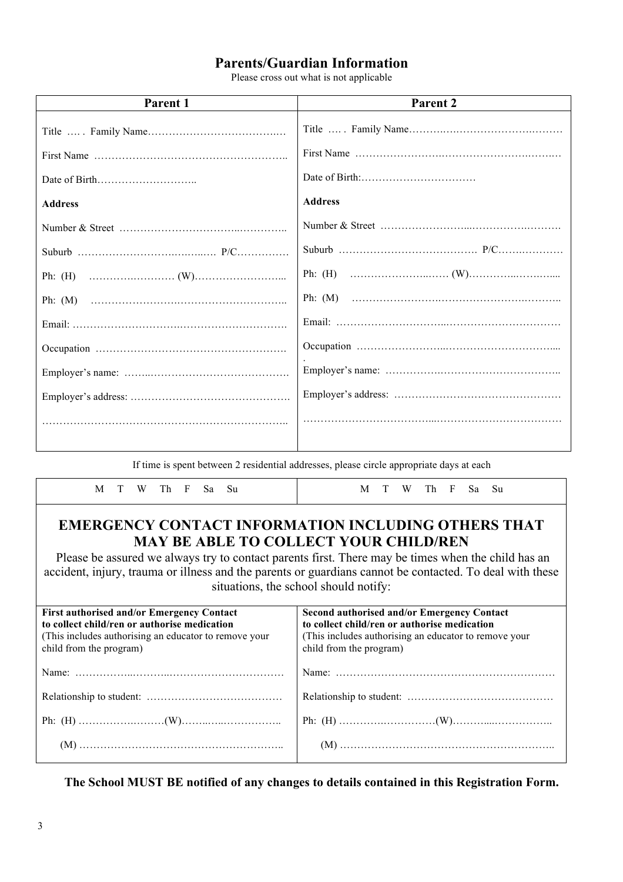## Parents/Guardian Information

Please cross out what is not applicable

| Parent 1 | Parent 2 |
|---|---|
| Title …. . Family Name………………………………… | Title …. . Family Name……………………………………… |
| First Name …………………………………………….. | First Name ……………………………………………………… |
| Date of Birth……………………….. | Date of Birth:…………………………… |
| **Address** | **Address** |
| Number & Street …………………………..………….. | Number & Street ……………………...…………………… |
| Suburb ……………………………………… P/C…………… | Suburb …………………………………. P/C……………… |
| Ph: (H) ………………….. (W)…………………... | Ph: (H) ……………………… (W)………………….... |
| Ph: (M) ……………………………………………….. | Ph: (M) ………………………………………………….. |
| Email: ……………………………………………………. | Email: ………………………………………………………… |
| Occupation ………………………………………………. | Occupation ……………………………………………..... |
| Employer's name: ……………………………………….. | Employer's name: …………………………………………….. |
| Employer's address: ……………………………………. | Employer's address: ………………………………………… |
| ……………………………………………………………….. | …………………………………………………………………… |

If time is spent between 2 residential addresses, please circle appropriate days at each

| M T W Th F Sa Su | M T W Th F Sa Su |
|---|---|

## EMERGENCY CONTACT INFORMATION INCLUDING OTHERS THAT MAY BE ABLE TO COLLECT YOUR CHILD/REN

Please be assured we always try to contact parents first. There may be times when the child has an accident, injury, trauma or illness and the parents or guardians cannot be contacted. To deal with these situations, the school should notify:

| **First authorised and/or Emergency Contact to collect child/ren or authorise medication** (This includes authorising an educator to remove your child from the program) | **Second authorised and/or Emergency Contact to collect child/ren or authorise medication** (This includes authorising an educator to remove your child from the program) |
|---|---|
| Name: ………………………………………………… | Name: ……………………………………………………… |
| Relationship to student: ………………………………… | Relationship to student: …………………………………… |
| Ph: (H) ……………………(W)……………………….. | Ph: (H) ………………………(W)…………………….. |
| (M) ……………………………………………….. | (M) ………………………………………………….. |

**The School MUST BE notified of any changes to details contained in this Registration Form.**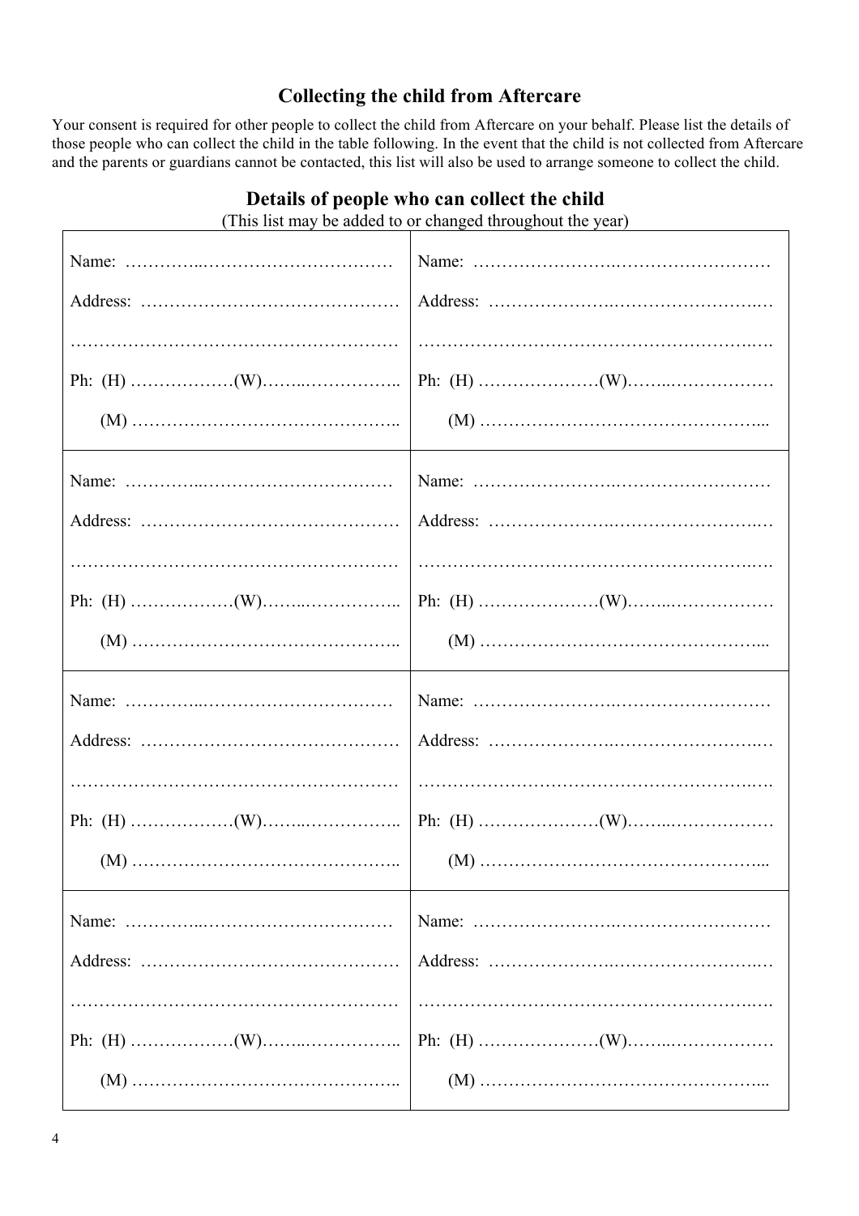## Collecting the child from Aftercare

Your consent is required for other people to collect the child from Aftercare on your behalf. Please list the details of those people who can collect the child in the table following. In the event that the child is not collected from Aftercare and the parents or guardians cannot be contacted, this list will also be used to arrange someone to collect the child.

### Details of people who can collect the child

(This list may be added to or changed throughout the year)

| | |
|---|---|
| Name: ……………………………………………<br>Address: ………………………………………<br>……………………………………………………<br>Ph: (H) ………………(W)………………<br>(M) ……………………………………… | Name: ……………………………………………<br>Address: ………………………………………<br>……………………………………………………<br>Ph: (H) ………………(W)………………<br>(M) ……………………………………… |
| Name: ……………………………………………<br>Address: ………………………………………<br>……………………………………………………<br>Ph: (H) ………………(W)………………<br>(M) ……………………………………… | Name: ……………………………………………<br>Address: ………………………………………<br>……………………………………………………<br>Ph: (H) ………………(W)………………<br>(M) ……………………………………… |
| Name: ……………………………………………<br>Address: ………………………………………<br>……………………………………………………<br>Ph: (H) ………………(W)………………<br>(M) ……………………………………… | Name: ……………………………………………<br>Address: ………………………………………<br>……………………………………………………<br>Ph: (H) ………………(W)………………<br>(M) ……………………………………… |
| Name: ……………………………………………<br>Address: ………………………………………<br>……………………………………………………<br>Ph: (H) ………………(W)………………<br>(M) ……………………………………… | Name: ……………………………………………<br>Address: ………………………………………<br>……………………………………………………<br>Ph: (H) ………………(W)………………<br>(M) ……………………………………… |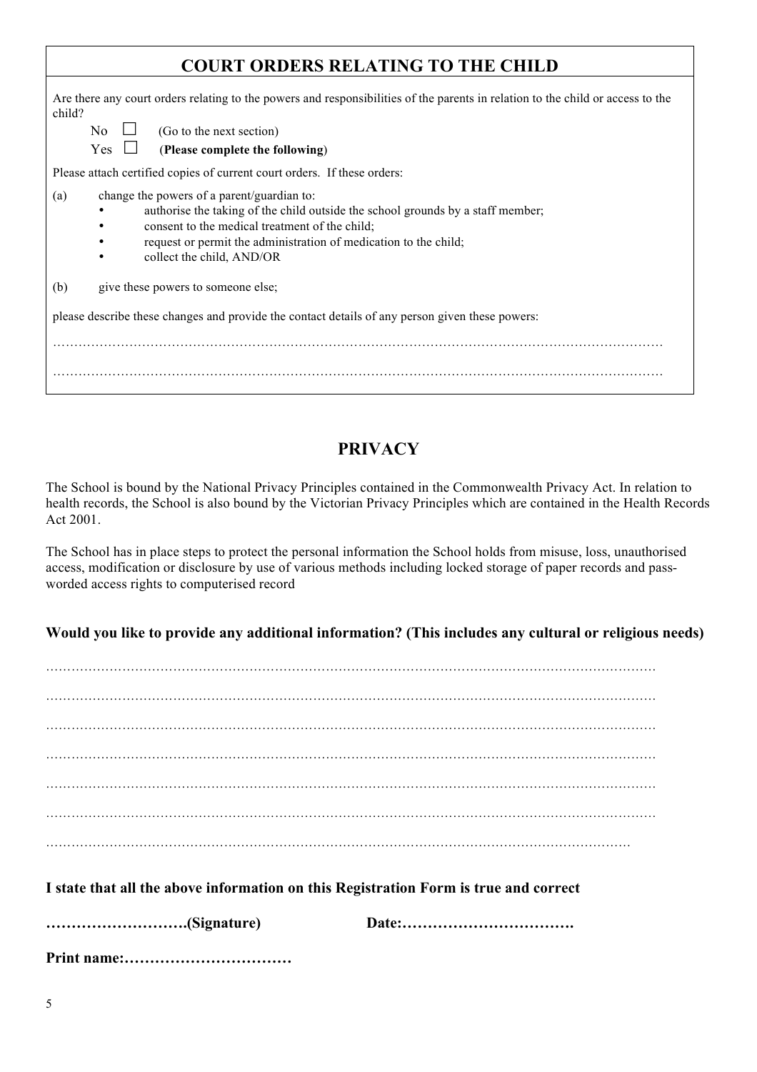## COURT ORDERS RELATING TO THE CHILD

Are there any court orders relating to the powers and responsibilities of the parents in relation to the child or access to the child?

No ☐ (Go to the next section)

Yes ☐ (**Please complete the following**)

Please attach certified copies of current court orders. If these orders:

(a) change the powers of a parent/guardian to:
- authorise the taking of the child outside the school grounds by a staff member;
- consent to the medical treatment of the child;
- request or permit the administration of medication to the child;
- collect the child, AND/OR

(b) give these powers to someone else;

please describe these changes and provide the contact details of any person given these powers:

……………………………………………………………………………………………………………………………

……………………………………………………………………………………………………………………………

## PRIVACY

The School is bound by the National Privacy Principles contained in the Commonwealth Privacy Act. In relation to health records, the School is also bound by the Victorian Privacy Principles which are contained in the Health Records Act 2001.

The School has in place steps to protect the personal information the School holds from misuse, loss, unauthorised access, modification or disclosure by use of various methods including locked storage of paper records and pass-worded access rights to computerised record

**Would you like to provide any additional information? (This includes any cultural or religious needs)**

……………………………………………………………………………………………………………………………

……………………………………………………………………………………………………………………………

……………………………………………………………………………………………………………………………

……………………………………………………………………………………………………………………………

……………………………………………………………………………………………………………………………

……………………………………………………………………………………………………………………………

…………………………………………………………………………………………………………………………

**I state that all the above information on this Registration Form is true and correct**

**……………………….(Signature)** **Date:…………………………….**

**Print name:……………………………**